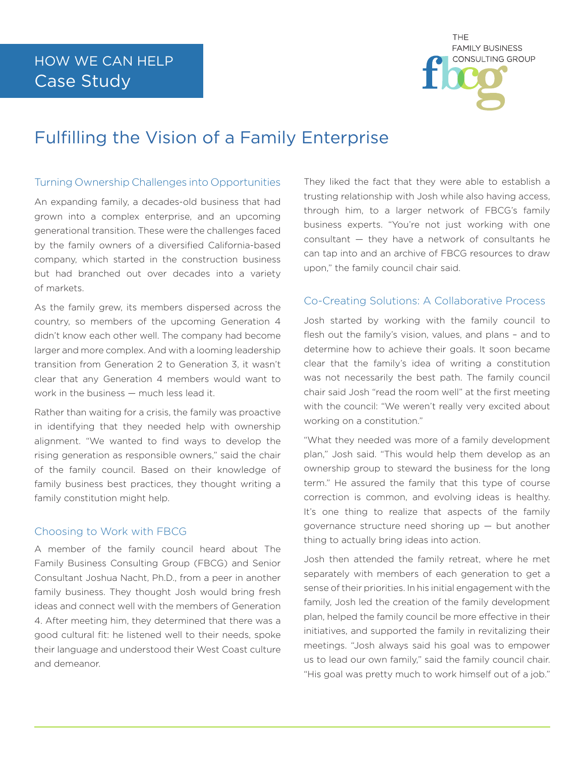HOW WE CAN HELP
Case Study

THE FAMILY BUSINESS CONSULTING GROUP

# Fulfilling the Vision of a Family Enterprise

## Turning Ownership Challenges into Opportunities

An expanding family, a decades-old business that had grown into a complex enterprise, and an upcoming generational transition. These were the challenges faced by the family owners of a diversified California-based company, which started in the construction business but had branched out over decades into a variety of markets.

As the family grew, its members dispersed across the country, so members of the upcoming Generation 4 didn't know each other well. The company had become larger and more complex. And with a looming leadership transition from Generation 2 to Generation 3, it wasn't clear that any Generation 4 members would want to work in the business — much less lead it.

Rather than waiting for a crisis, the family was proactive in identifying that they needed help with ownership alignment. "We wanted to find ways to develop the rising generation as responsible owners," said the chair of the family council. Based on their knowledge of family business best practices, they thought writing a family constitution might help.

## Choosing to Work with FBCG

A member of the family council heard about The Family Business Consulting Group (FBCG) and Senior Consultant Joshua Nacht, Ph.D., from a peer in another family business. They thought Josh would bring fresh ideas and connect well with the members of Generation 4. After meeting him, they determined that there was a good cultural fit: he listened well to their needs, spoke their language and understood their West Coast culture and demeanor.

They liked the fact that they were able to establish a trusting relationship with Josh while also having access, through him, to a larger network of FBCG's family business experts. "You're not just working with one consultant — they have a network of consultants he can tap into and an archive of FBCG resources to draw upon," the family council chair said.

## Co-Creating Solutions: A Collaborative Process

Josh started by working with the family council to flesh out the family's vision, values, and plans – and to determine how to achieve their goals. It soon became clear that the family's idea of writing a constitution was not necessarily the best path. The family council chair said Josh "read the room well" at the first meeting with the council: "We weren't really very excited about working on a constitution."

"What they needed was more of a family development plan," Josh said. "This would help them develop as an ownership group to steward the business for the long term." He assured the family that this type of course correction is common, and evolving ideas is healthy. It's one thing to realize that aspects of the family governance structure need shoring up — but another thing to actually bring ideas into action.

Josh then attended the family retreat, where he met separately with members of each generation to get a sense of their priorities. In his initial engagement with the family, Josh led the creation of the family development plan, helped the family council be more effective in their initiatives, and supported the family in revitalizing their meetings. "Josh always said his goal was to empower us to lead our own family," said the family council chair. "His goal was pretty much to work himself out of a job."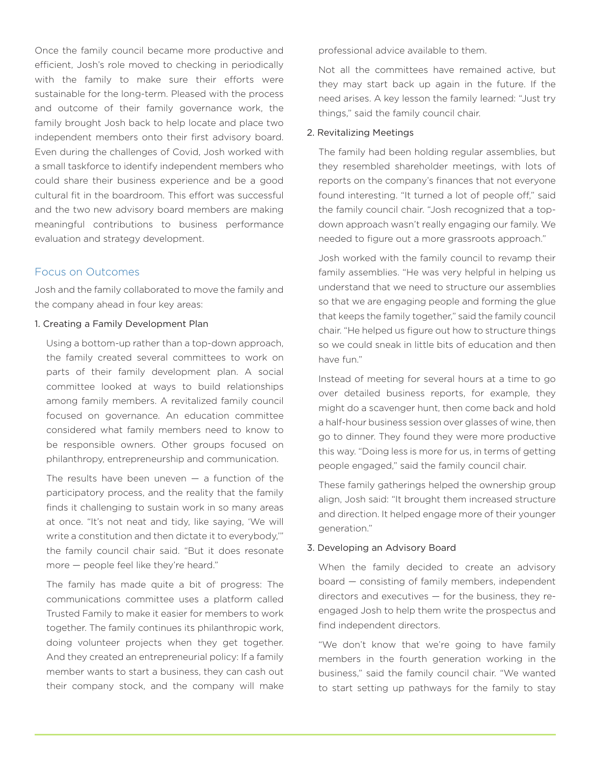Once the family council became more productive and efficient, Josh's role moved to checking in periodically with the family to make sure their efforts were sustainable for the long-term. Pleased with the process and outcome of their family governance work, the family brought Josh back to help locate and place two independent members onto their first advisory board. Even during the challenges of Covid, Josh worked with a small taskforce to identify independent members who could share their business experience and be a good cultural fit in the boardroom. This effort was successful and the two new advisory board members are making meaningful contributions to business performance evaluation and strategy development.

## Focus on Outcomes

Josh and the family collaborated to move the family and the company ahead in four key areas:

### 1. Creating a Family Development Plan

Using a bottom-up rather than a top-down approach, the family created several committees to work on parts of their family development plan. A social committee looked at ways to build relationships among family members. A revitalized family council focused on governance. An education committee considered what family members need to know to be responsible owners. Other groups focused on philanthropy, entrepreneurship and communication.

The results have been uneven — a function of the participatory process, and the reality that the family finds it challenging to sustain work in so many areas at once. "It's not neat and tidy, like saying, 'We will write a constitution and then dictate it to everybody,'" the family council chair said. "But it does resonate more — people feel like they're heard."

The family has made quite a bit of progress: The communications committee uses a platform called Trusted Family to make it easier for members to work together. The family continues its philanthropic work, doing volunteer projects when they get together. And they created an entrepreneurial policy: If a family member wants to start a business, they can cash out their company stock, and the company will make professional advice available to them.

Not all the committees have remained active, but they may start back up again in the future. If the need arises. A key lesson the family learned: "Just try things," said the family council chair.

### 2. Revitalizing Meetings

The family had been holding regular assemblies, but they resembled shareholder meetings, with lots of reports on the company's finances that not everyone found interesting. "It turned a lot of people off," said the family council chair. "Josh recognized that a top-down approach wasn't really engaging our family. We needed to figure out a more grassroots approach."

Josh worked with the family council to revamp their family assemblies. "He was very helpful in helping us understand that we need to structure our assemblies so that we are engaging people and forming the glue that keeps the family together," said the family council chair. "He helped us figure out how to structure things so we could sneak in little bits of education and then have fun."

Instead of meeting for several hours at a time to go over detailed business reports, for example, they might do a scavenger hunt, then come back and hold a half-hour business session over glasses of wine, then go to dinner. They found they were more productive this way. "Doing less is more for us, in terms of getting people engaged," said the family council chair.

These family gatherings helped the ownership group align, Josh said: "It brought them increased structure and direction. It helped engage more of their younger generation."

### 3. Developing an Advisory Board

When the family decided to create an advisory board — consisting of family members, independent directors and executives — for the business, they re-engaged Josh to help them write the prospectus and find independent directors.

"We don't know that we're going to have family members in the fourth generation working in the business," said the family council chair. "We wanted to start setting up pathways for the family to stay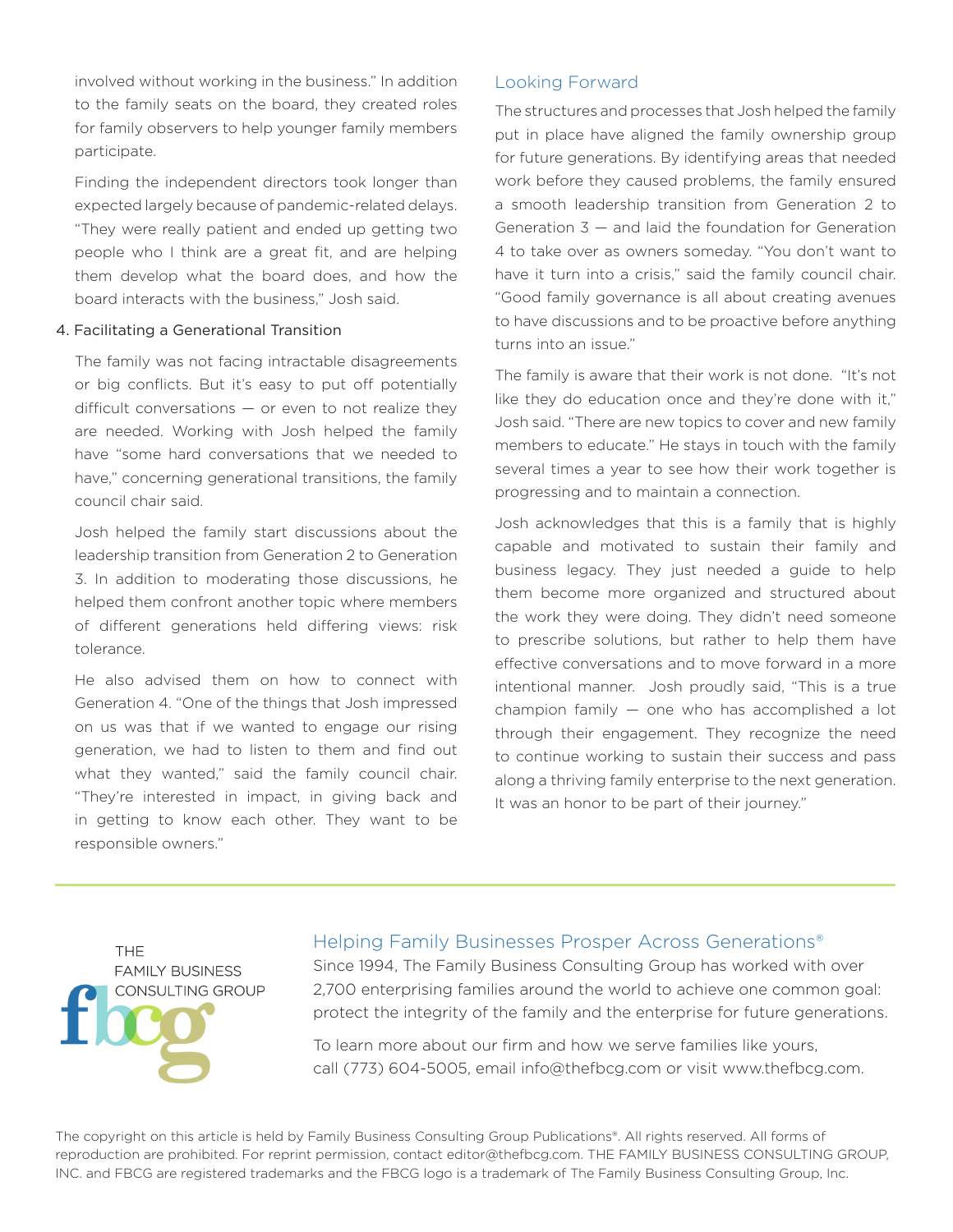involved without working in the business." In addition to the family seats on the board, they created roles for family observers to help younger family members participate.

Finding the independent directors took longer than expected largely because of pandemic-related delays. "They were really patient and ended up getting two people who I think are a great fit, and are helping them develop what the board does, and how the board interacts with the business," Josh said.

4. Facilitating a Generational Transition

The family was not facing intractable disagreements or big conflicts. But it's easy to put off potentially difficult conversations — or even to not realize they are needed. Working with Josh helped the family have "some hard conversations that we needed to have," concerning generational transitions, the family council chair said.

Josh helped the family start discussions about the leadership transition from Generation 2 to Generation 3. In addition to moderating those discussions, he helped them confront another topic where members of different generations held differing views: risk tolerance.

He also advised them on how to connect with Generation 4. "One of the things that Josh impressed on us was that if we wanted to engage our rising generation, we had to listen to them and find out what they wanted," said the family council chair. "They're interested in impact, in giving back and in getting to know each other. They want to be responsible owners."

## Looking Forward

The structures and processes that Josh helped the family put in place have aligned the family ownership group for future generations. By identifying areas that needed work before they caused problems, the family ensured a smooth leadership transition from Generation 2 to Generation 3 — and laid the foundation for Generation 4 to take over as owners someday. "You don't want to have it turn into a crisis," said the family council chair. "Good family governance is all about creating avenues to have discussions and to be proactive before anything turns into an issue."

The family is aware that their work is not done. "It's not like they do education once and they're done with it," Josh said. "There are new topics to cover and new family members to educate." He stays in touch with the family several times a year to see how their work together is progressing and to maintain a connection.

Josh acknowledges that this is a family that is highly capable and motivated to sustain their family and business legacy. They just needed a guide to help them become more organized and structured about the work they were doing. They didn't need someone to prescribe solutions, but rather to help them have effective conversations and to move forward in a more intentional manner. Josh proudly said, "This is a true champion family — one who has accomplished a lot through their engagement. They recognize the need to continue working to sustain their success and pass along a thriving family enterprise to the next generation. It was an honor to be part of their journey."

---

THE FAMILY BUSINESS CONSULTING GROUP

fbcg

## Helping Family Businesses Prosper Across Generations®

Since 1994, The Family Business Consulting Group has worked with over 2,700 enterprising families around the world to achieve one common goal: protect the integrity of the family and the enterprise for future generations.

To learn more about our firm and how we serve families like yours, call (773) 604-5005, email info@thefbcg.com or visit www.thefbcg.com.

The copyright on this article is held by Family Business Consulting Group Publications®. All rights reserved. All forms of reproduction are prohibited. For reprint permission, contact editor@thefbcg.com. THE FAMILY BUSINESS CONSULTING GROUP, INC. and FBCG are registered trademarks and the FBCG logo is a trademark of The Family Business Consulting Group, Inc.